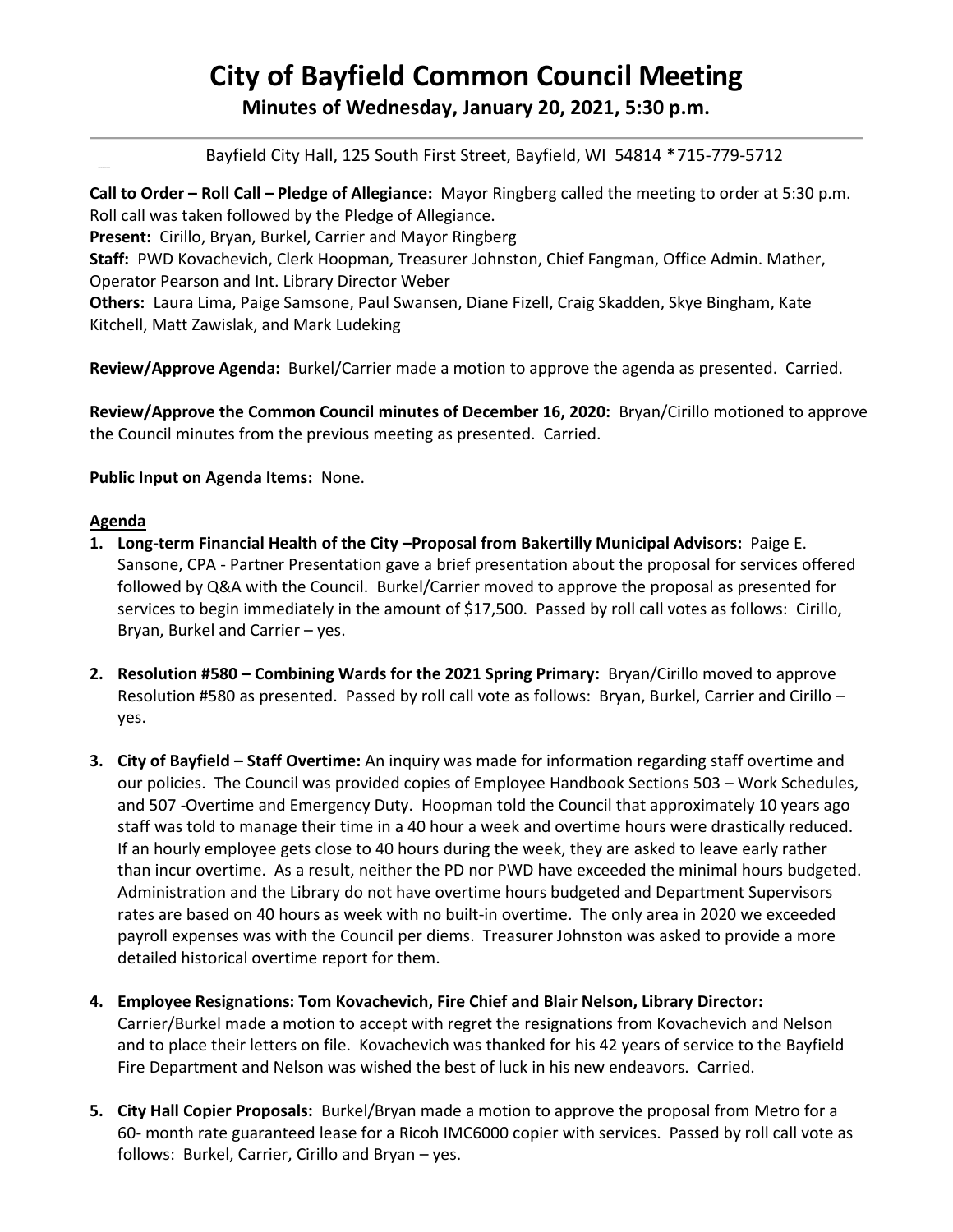# City of Bayfield Common Council Meeting

**Minutes of Wednesday, January 20, 2021, 5:30 p.m.**

Bayfield City Hall, 125 South First Street, Bayfield, WI 54814 *715-779-5712

**Call to Order – Roll Call – Pledge of Allegiance:** Mayor Ringberg called the meeting to order at 5:30 p.m. Roll call was taken followed by the Pledge of Allegiance.
**Present:** Cirillo, Bryan, Burkel, Carrier and Mayor Ringberg
**Staff:** PWD Kovachevich, Clerk Hoopman, Treasurer Johnston, Chief Fangman, Office Admin. Mather, Operator Pearson and Int. Library Director Weber
**Others:** Laura Lima, Paige Samsone, Paul Swansen, Diane Fizell, Craig Skadden, Skye Bingham, Kate Kitchell, Matt Zawislak, and Mark Ludeking

**Review/Approve Agenda:** Burkel/Carrier made a motion to approve the agenda as presented. Carried.

**Review/Approve the Common Council minutes of December 16, 2020:** Bryan/Cirillo motioned to approve the Council minutes from the previous meeting as presented. Carried.

**Public Input on Agenda Items:** None.

**Agenda**

1. **Long-term Financial Health of the City –Proposal from Bakertilly Municipal Advisors:** Paige E. Sansone, CPA - Partner Presentation gave a brief presentation about the proposal for services offered followed by Q&A with the Council. Burkel/Carrier moved to approve the proposal as presented for services to begin immediately in the amount of $17,500. Passed by roll call votes as follows: Cirillo, Bryan, Burkel and Carrier – yes.

2. **Resolution #580 – Combining Wards for the 2021 Spring Primary:** Bryan/Cirillo moved to approve Resolution #580 as presented. Passed by roll call vote as follows: Bryan, Burkel, Carrier and Cirillo – yes.

3. **City of Bayfield – Staff Overtime:** An inquiry was made for information regarding staff overtime and our policies. The Council was provided copies of Employee Handbook Sections 503 – Work Schedules, and 507 -Overtime and Emergency Duty. Hoopman told the Council that approximately 10 years ago staff was told to manage their time in a 40 hour a week and overtime hours were drastically reduced. If an hourly employee gets close to 40 hours during the week, they are asked to leave early rather than incur overtime. As a result, neither the PD nor PWD have exceeded the minimal hours budgeted. Administration and the Library do not have overtime hours budgeted and Department Supervisors rates are based on 40 hours as week with no built-in overtime. The only area in 2020 we exceeded payroll expenses was with the Council per diems. Treasurer Johnston was asked to provide a more detailed historical overtime report for them.

4. **Employee Resignations: Tom Kovachevich, Fire Chief and Blair Nelson, Library Director:** Carrier/Burkel made a motion to accept with regret the resignations from Kovachevich and Nelson and to place their letters on file. Kovachevich was thanked for his 42 years of service to the Bayfield Fire Department and Nelson was wished the best of luck in his new endeavors. Carried.

5. **City Hall Copier Proposals:** Burkel/Bryan made a motion to approve the proposal from Metro for a 60- month rate guaranteed lease for a Ricoh IMC6000 copier with services. Passed by roll call vote as follows: Burkel, Carrier, Cirillo and Bryan – yes.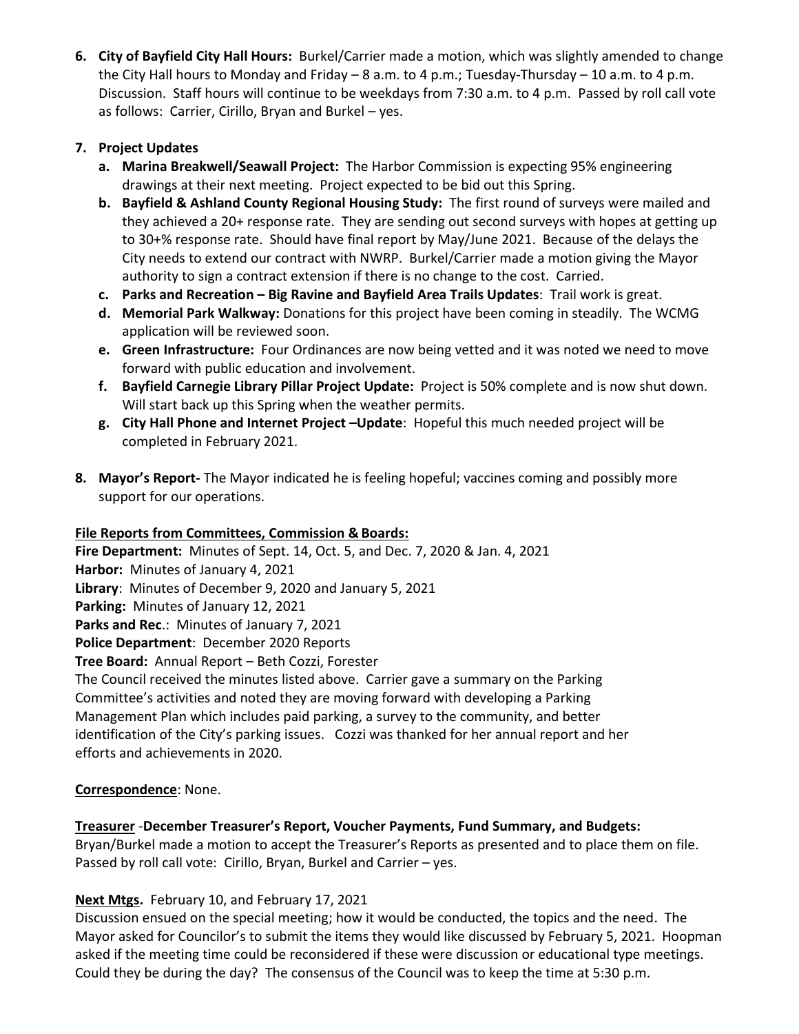6. **City of Bayfield City Hall Hours:** Burkel/Carrier made a motion, which was slightly amended to change the City Hall hours to Monday and Friday – 8 a.m. to 4 p.m.; Tuesday-Thursday – 10 a.m. to 4 p.m. Discussion. Staff hours will continue to be weekdays from 7:30 a.m. to 4 p.m. Passed by roll call vote as follows: Carrier, Cirillo, Bryan and Burkel – yes.

7. **Project Updates**
   a. **Marina Breakwell/Seawall Project:** The Harbor Commission is expecting 95% engineering drawings at their next meeting. Project expected to be bid out this Spring.
   b. **Bayfield & Ashland County Regional Housing Study:** The first round of surveys were mailed and they achieved a 20+ response rate. They are sending out second surveys with hopes at getting up to 30+% response rate. Should have final report by May/June 2021. Because of the delays the City needs to extend our contract with NWRP. Burkel/Carrier made a motion giving the Mayor authority to sign a contract extension if there is no change to the cost. Carried.
   c. **Parks and Recreation – Big Ravine and Bayfield Area Trails Updates**: Trail work is great.
   d. **Memorial Park Walkway:** Donations for this project have been coming in steadily. The WCMG application will be reviewed soon.
   e. **Green Infrastructure:** Four Ordinances are now being vetted and it was noted we need to move forward with public education and involvement.
   f. **Bayfield Carnegie Library Pillar Project Update:** Project is 50% complete and is now shut down. Will start back up this Spring when the weather permits.
   g. **City Hall Phone and Internet Project –Update**: Hopeful this much needed project will be completed in February 2021.

8. **Mayor's Report-** The Mayor indicated he is feeling hopeful; vaccines coming and possibly more support for our operations.

**File Reports from Committees, Commission & Boards:**

**Fire Department:** Minutes of Sept. 14, Oct. 5, and Dec. 7, 2020 & Jan. 4, 2021
**Harbor:** Minutes of January 4, 2021
**Library**: Minutes of December 9, 2020 and January 5, 2021
**Parking:** Minutes of January 12, 2021
**Parks and Rec**.: Minutes of January 7, 2021
**Police Department**: December 2020 Reports
**Tree Board:** Annual Report – Beth Cozzi, Forester
The Council received the minutes listed above. Carrier gave a summary on the Parking Committee's activities and noted they are moving forward with developing a Parking Management Plan which includes paid parking, a survey to the community, and better identification of the City's parking issues. Cozzi was thanked for her annual report and her efforts and achievements in 2020.

**Correspondence**: None.

**Treasurer** -**December Treasurer's Report, Voucher Payments, Fund Summary, and Budgets:**
Bryan/Burkel made a motion to accept the Treasurer's Reports as presented and to place them on file. Passed by roll call vote: Cirillo, Bryan, Burkel and Carrier – yes.

**Next Mtgs.** February 10, and February 17, 2021
Discussion ensued on the special meeting; how it would be conducted, the topics and the need. The Mayor asked for Councilor's to submit the items they would like discussed by February 5, 2021. Hoopman asked if the meeting time could be reconsidered if these were discussion or educational type meetings. Could they be during the day? The consensus of the Council was to keep the time at 5:30 p.m.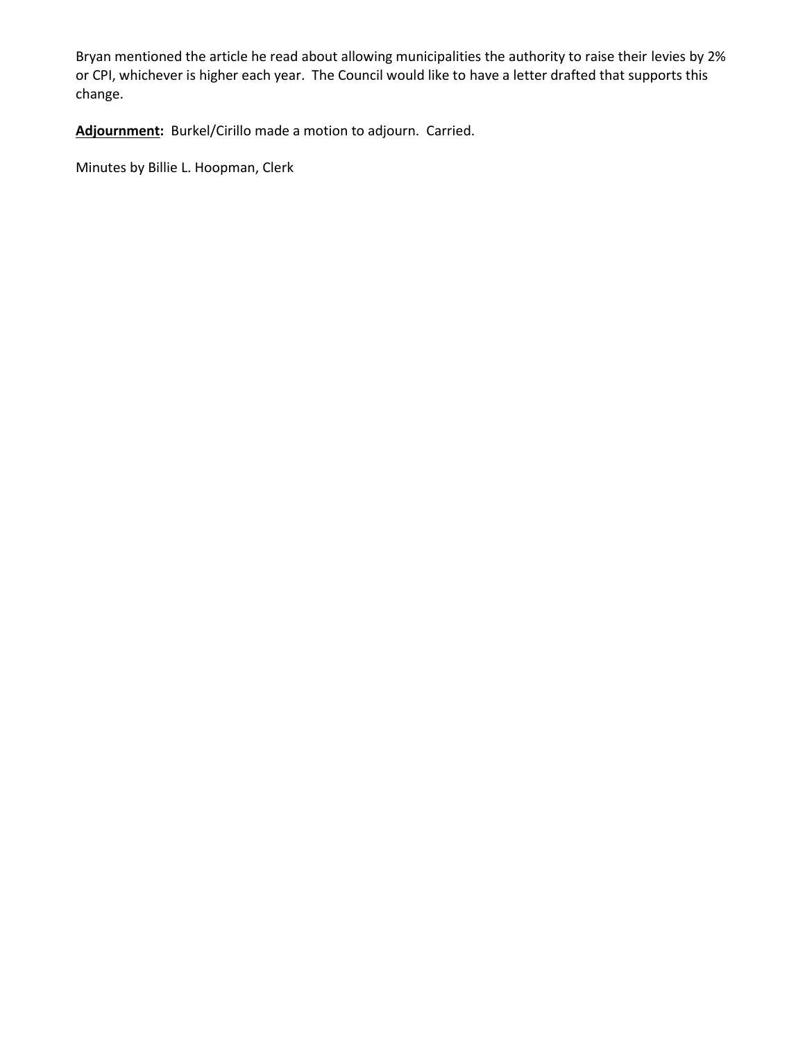Bryan mentioned the article he read about allowing municipalities the authority to raise their levies by 2% or CPI, whichever is higher each year. The Council would like to have a letter drafted that supports this change.

**Adjournment:** Burkel/Cirillo made a motion to adjourn. Carried.

Minutes by Billie L. Hoopman, Clerk